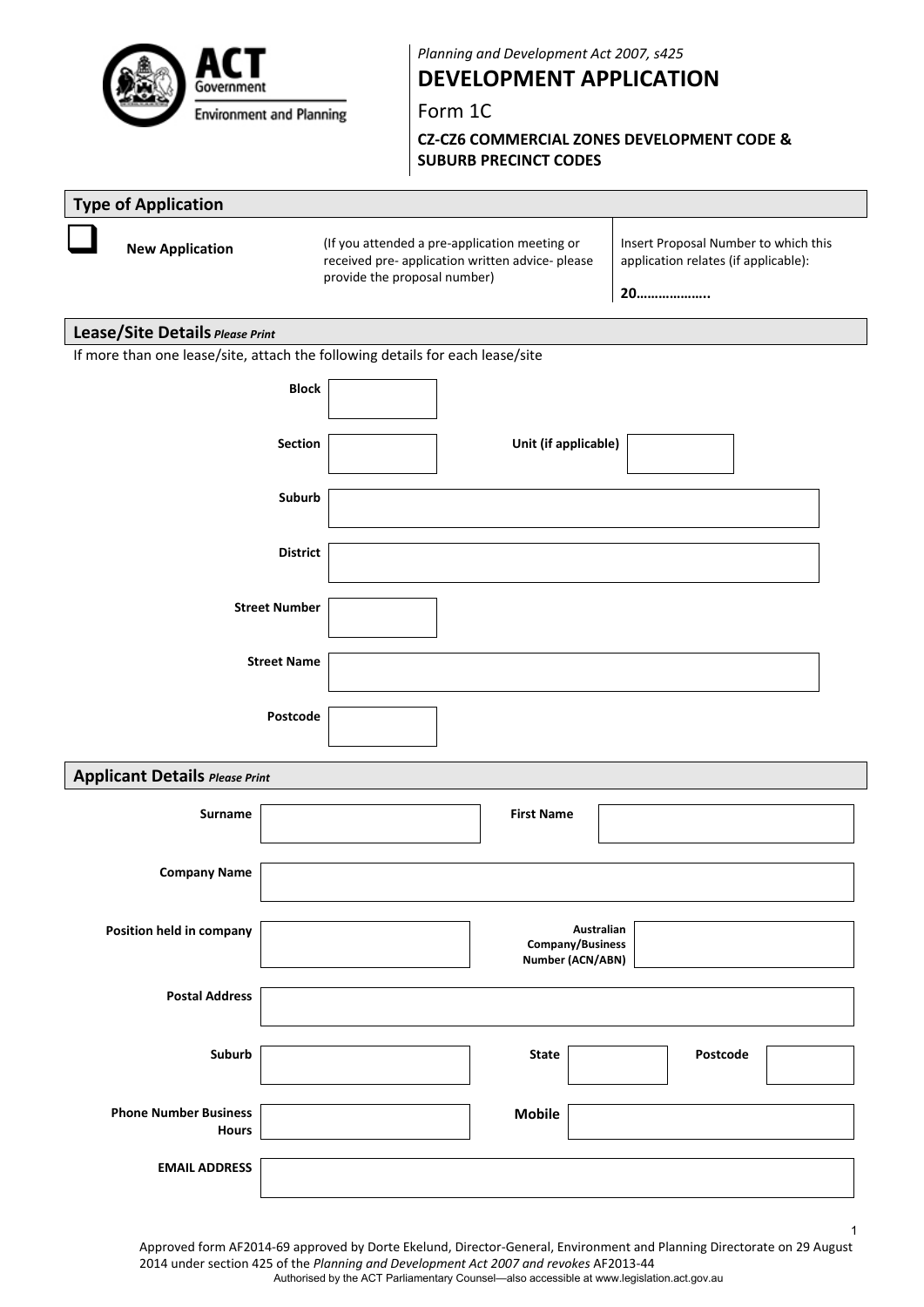*Planning and Development Act 2007, s425*

# DEVELOPMENT APPLICATION

Form 1C

**CZ-CZ6 COMMERCIAL ZONES DEVELOPMENT CODE & SUBURB PRECINCT CODES**

## Type of Application

| ❑ **New Application** | (If you attended a pre-application meeting or received pre- application written advice- please provide the proposal number) | Insert Proposal Number to which this application relates (if applicable): **20………………..** |
|---|---|---|

## Lease/Site Details *Please Print*

If more than one lease/site, attach the following details for each lease/site

| | | | |
|---|---|---|---|
| **Block** | | | |
| **Section** | | **Unit (if applicable)** | |
| **Suburb** | | | |
| **District** | | | |
| **Street Number** | | | |
| **Street Name** | | | |
| **Postcode** | | | |

## Applicant Details *Please Print*

| | | | | | |
|---|---|---|---|---|---|
| **Surname** | | **First Name** | | | |
| **Company Name** | | | | | |
| **Position held in company** | | **Australian Company/Business Number (ACN/ABN)** | | | |
| **Postal Address** | | | | | |
| **Suburb** | | **State** | | **Postcode** | |
| **Phone Number Business Hours** | | **Mobile** | | | |
| **EMAIL ADDRESS** | | | | | |

Approved form AF2014-69 approved by Dorte Ekelund, Director-General, Environment and Planning Directorate on 29 August 2014 under section 425 of the *Planning and Development Act 2007 and revokes* AF2013-44

Authorised by the ACT Parliamentary Counsel—also accessible at www.legislation.act.gov.au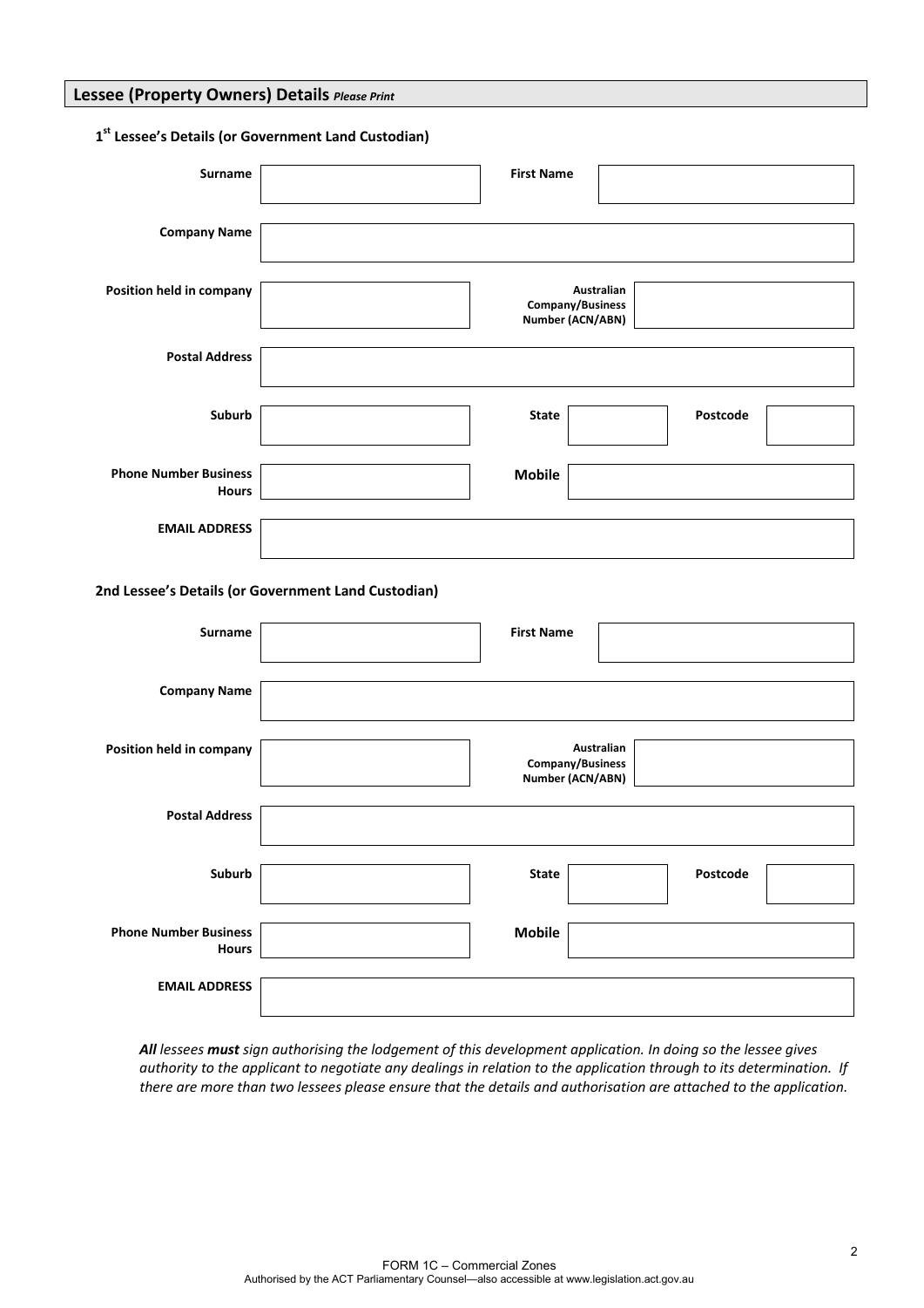## Lessee (Property Owners) Details *Please Print*

### 1st Lessee's Details (or Government Land Custodian)

| | | | | | |
|---|---|---|---|---|---|
| **Surname** | | **First Name** | | | |
| **Company Name** | | | | | |
| **Position held in company** | | **Australian Company/Business Number (ACN/ABN)** | | | |
| **Postal Address** | | | | | |
| **Suburb** | | **State** | | **Postcode** | |
| **Phone Number Business Hours** | | **Mobile** | | | |
| **EMAIL ADDRESS** | | | | | |

### 2nd Lessee's Details (or Government Land Custodian)

| | | | | | |
|---|---|---|---|---|---|
| **Surname** | | **First Name** | | | |
| **Company Name** | | | | | |
| **Position held in company** | | **Australian Company/Business Number (ACN/ABN)** | | | |
| **Postal Address** | | | | | |
| **Suburb** | | **State** | | **Postcode** | |
| **Phone Number Business Hours** | | **Mobile** | | | |
| **EMAIL ADDRESS** | | | | | |

***All** lessees **must** sign authorising the lodgement of this development application. In doing so the lessee gives authority to the applicant to negotiate any dealings in relation to the application through to its determination. If there are more than two lessees please ensure that the details and authorisation are attached to the application.*

FORM 1C – Commercial Zones
Authorised by the ACT Parliamentary Counsel—also accessible at www.legislation.act.gov.au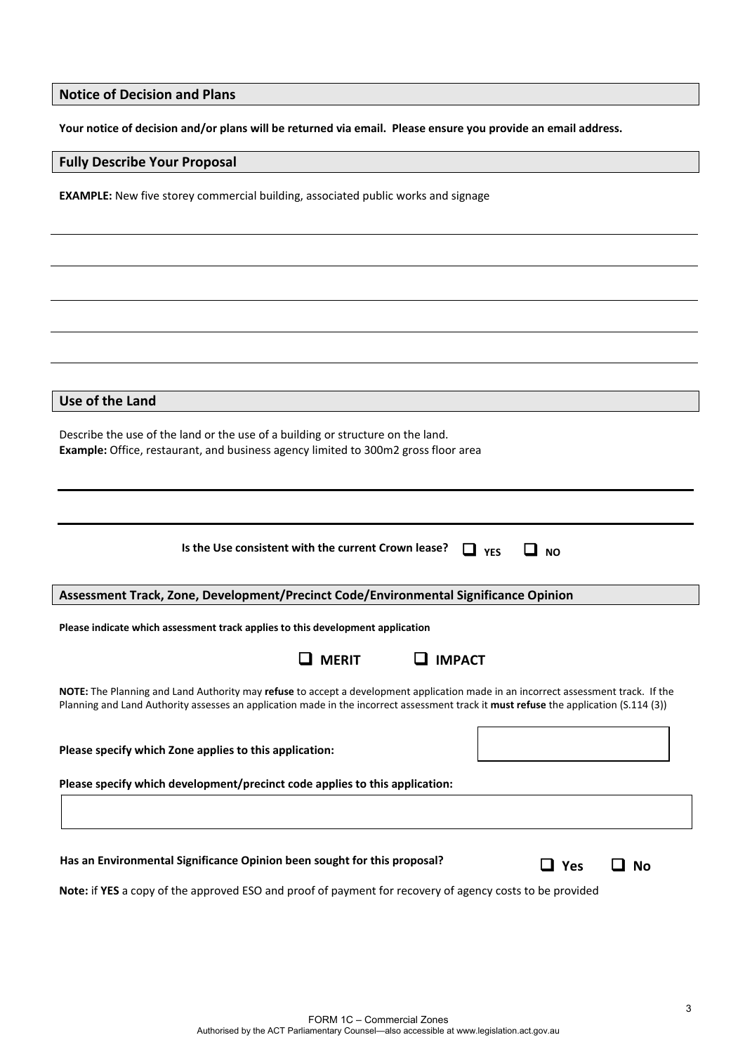## Notice of Decision and Plans

**Your notice of decision and/or plans will be returned via email. Please ensure you provide an email address.**

## Fully Describe Your Proposal

**EXAMPLE:** New five storey commercial building, associated public works and signage

## Use of the Land

Describe the use of the land or the use of a building or structure on the land.
**Example:** Office, restaurant, and business agency limited to 300m2 gross floor area

**Is the Use consistent with the current Crown lease?** ☐ **YES** ☐ **NO**

## Assessment Track, Zone, Development/Precinct Code/Environmental Significance Opinion

**Please indicate which assessment track applies to this development application**

☐ **MERIT** ☐ **IMPACT**

**NOTE:** The Planning and Land Authority may **refuse** to accept a development application made in an incorrect assessment track. If the Planning and Land Authority assesses an application made in the incorrect assessment track it **must refuse** the application (S.114 (3))

**Please specify which Zone applies to this application:**

**Please specify which development/precinct code applies to this application:**

**Has an Environmental Significance Opinion been sought for this proposal?** ☐ **Yes** ☐ **No**

**Note:** if **YES** a copy of the approved ESO and proof of payment for recovery of agency costs to be provided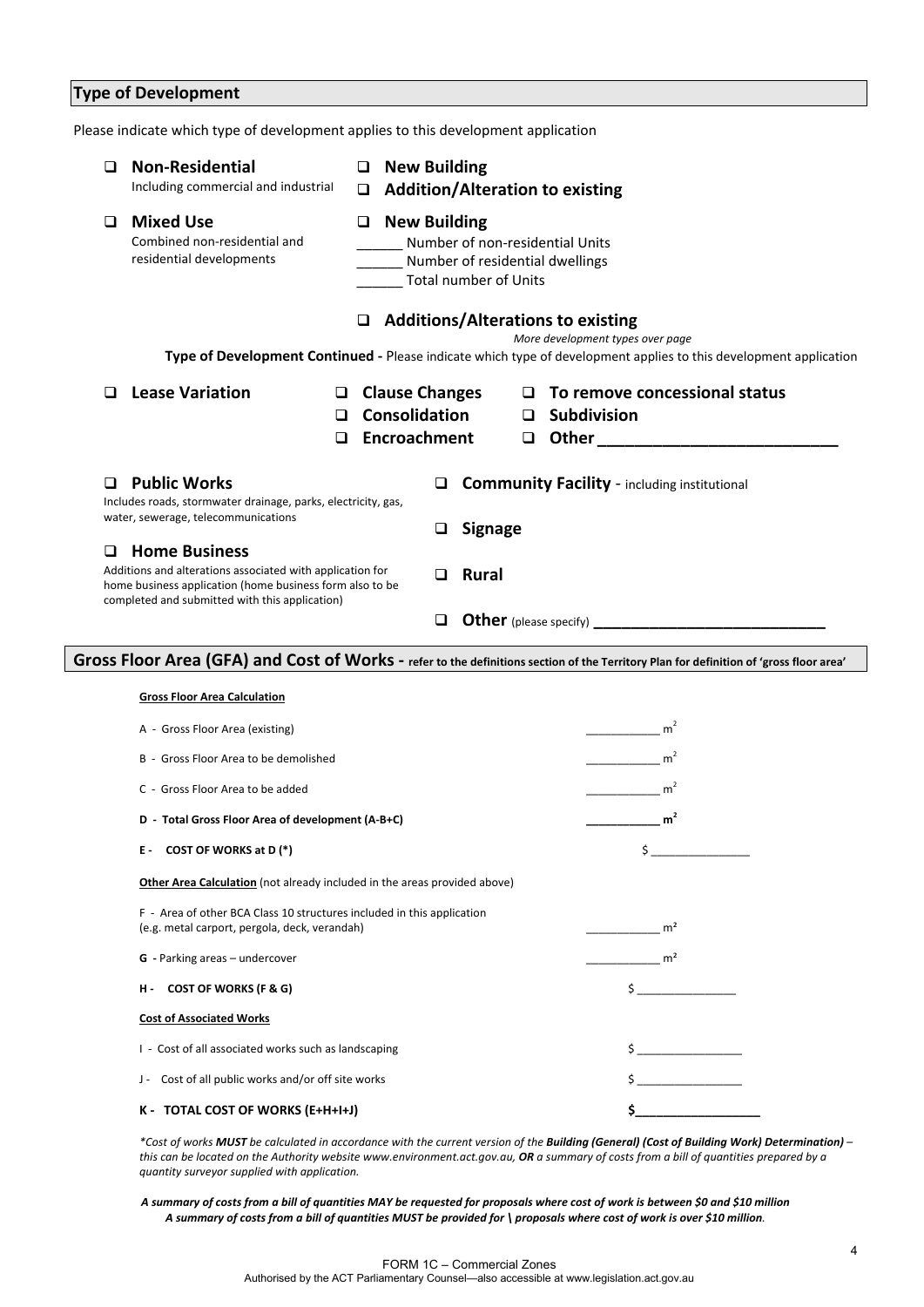## Type of Development

Please indicate which type of development applies to this development application

- ❑ **Non-Residential**
  Including commercial and industrial
  - ❑ **New Building**
  - ❑ **Addition/Alteration to existing**
- ❑ **Mixed Use**
  Combined non-residential and residential developments
  - ❑ **New Building**
    ______ Number of non-residential Units
    ______ Number of residential dwellings
    ______ Total number of Units
  - ❑ **Additions/Alterations to existing**

*More development types over page*

**Type of Development Continued -** Please indicate which type of development applies to this development application

- ❑ **Lease Variation**
  - ❑ **Clause Changes**
  - ❑ **Consolidation**
  - ❑ **Encroachment**
  - ❑ **To remove concessional status**
  - ❑ **Subdivision**
  - ❑ **Other** ___________________________
- ❑ **Public Works**
  Includes roads, stormwater drainage, parks, electricity, gas, water, sewerage, telecommunications
- ❑ **Home Business**
  Additions and alterations associated with application for home business application (home business form also to be completed and submitted with this application)
- ❑ **Community Facility** - including institutional
- ❑ **Signage**
- ❑ **Rural**
- ❑ **Other** (please specify) ___________________________

## Gross Floor Area (GFA) and Cost of Works - refer to the definitions section of the Territory Plan for definition of 'gross floor area'

**Gross Floor Area Calculation**

| | |
|---|---|
| A - Gross Floor Area (existing) | ___________ $m^2$ |
| B - Gross Floor Area to be demolished | ___________ $m^2$ |
| C - Gross Floor Area to be added | ___________ $m^2$ |
| **D - Total Gross Floor Area of development (A-B+C)** | ___________ $m^2$ |
| **E - COST OF WORKS at D (*)** | $ _______________ |

**Other Area Calculation** (not already included in the areas provided above)

| | |
|---|---|
| F - Area of other BCA Class 10 structures included in this application (e.g. metal carport, pergola, deck, verandah) | ___________ $m^2$ |
| **G -** Parking areas – undercover | ___________ $m^2$ |
| **H - COST OF WORKS (F & G)** | $ _______________ |

**Cost of Associated Works**

| | |
|---|---|
| I - Cost of all associated works such as landscaping | $ _______________ |
| J - Cost of all public works and/or off site works | $ _______________ |
| **K - TOTAL COST OF WORKS (E+H+I+J)** | **$_________________** |

**Cost of works* ***MUST*** *be calculated in accordance with the current version of the* ***Building (General) (Cost of Building Work) Determination)*** *– this can be located on the Authority website www.environment.act.gov.au,* ***OR*** *a summary of costs from a bill of quantities prepared by a quantity surveyor supplied with application.*

***A summary of costs from a bill of quantities MAY be requested for proposals where cost of work is between $0 and $10 million***
***A summary of costs from a bill of quantities MUST be provided for \ proposals where cost of work is over $10 million****.*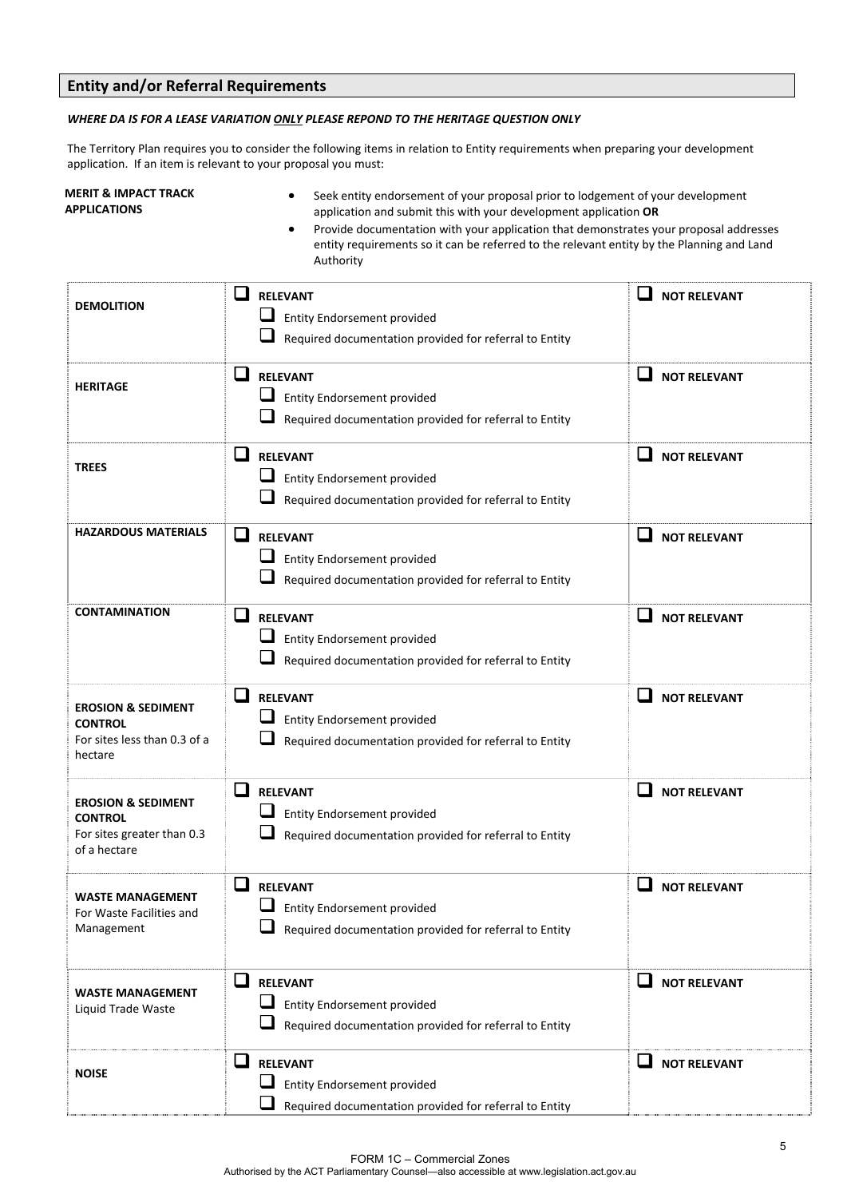## Entity and/or Referral Requirements

***WHERE DA IS FOR A LEASE VARIATION ONLY PLEASE REPOND TO THE HERITAGE QUESTION ONLY***

The Territory Plan requires you to consider the following items in relation to Entity requirements when preparing your development application. If an item is relevant to your proposal you must:

**MERIT & IMPACT TRACK APPLICATIONS**

- Seek entity endorsement of your proposal prior to lodgement of your development application and submit this with your development application **OR**
- Provide documentation with your application that demonstrates your proposal addresses entity requirements so it can be referred to the relevant entity by the Planning and Land Authority

| | | |
|---|---|---|
| **DEMOLITION** | ☐ **RELEVANT**<br>☐ Entity Endorsement provided<br>☐ Required documentation provided for referral to Entity | ☐ **NOT RELEVANT** |
| **HERITAGE** | ☐ **RELEVANT**<br>☐ Entity Endorsement provided<br>☐ Required documentation provided for referral to Entity | ☐ **NOT RELEVANT** |
| **TREES** | ☐ **RELEVANT**<br>☐ Entity Endorsement provided<br>☐ Required documentation provided for referral to Entity | ☐ **NOT RELEVANT** |
| **HAZARDOUS MATERIALS** | ☐ **RELEVANT**<br>☐ Entity Endorsement provided<br>☐ Required documentation provided for referral to Entity | ☐ **NOT RELEVANT** |
| **CONTAMINATION** | ☐ **RELEVANT**<br>☐ Entity Endorsement provided<br>☐ Required documentation provided for referral to Entity | ☐ **NOT RELEVANT** |
| **EROSION & SEDIMENT CONTROL**<br>For sites less than 0.3 of a hectare | ☐ **RELEVANT**<br>☐ Entity Endorsement provided<br>☐ Required documentation provided for referral to Entity | ☐ **NOT RELEVANT** |
| **EROSION & SEDIMENT CONTROL**<br>For sites greater than 0.3 of a hectare | ☐ **RELEVANT**<br>☐ Entity Endorsement provided<br>☐ Required documentation provided for referral to Entity | ☐ **NOT RELEVANT** |
| **WASTE MANAGEMENT**<br>For Waste Facilities and Management | ☐ **RELEVANT**<br>☐ Entity Endorsement provided<br>☐ Required documentation provided for referral to Entity | ☐ **NOT RELEVANT** |
| **WASTE MANAGEMENT**<br>Liquid Trade Waste | ☐ **RELEVANT**<br>☐ Entity Endorsement provided<br>☐ Required documentation provided for referral to Entity | ☐ **NOT RELEVANT** |
| **NOISE** | ☐ **RELEVANT**<br>☐ Entity Endorsement provided<br>☐ Required documentation provided for referral to Entity | ☐ **NOT RELEVANT** |

FORM 1C – Commercial Zones
Authorised by the ACT Parliamentary Counsel—also accessible at www.legislation.act.gov.au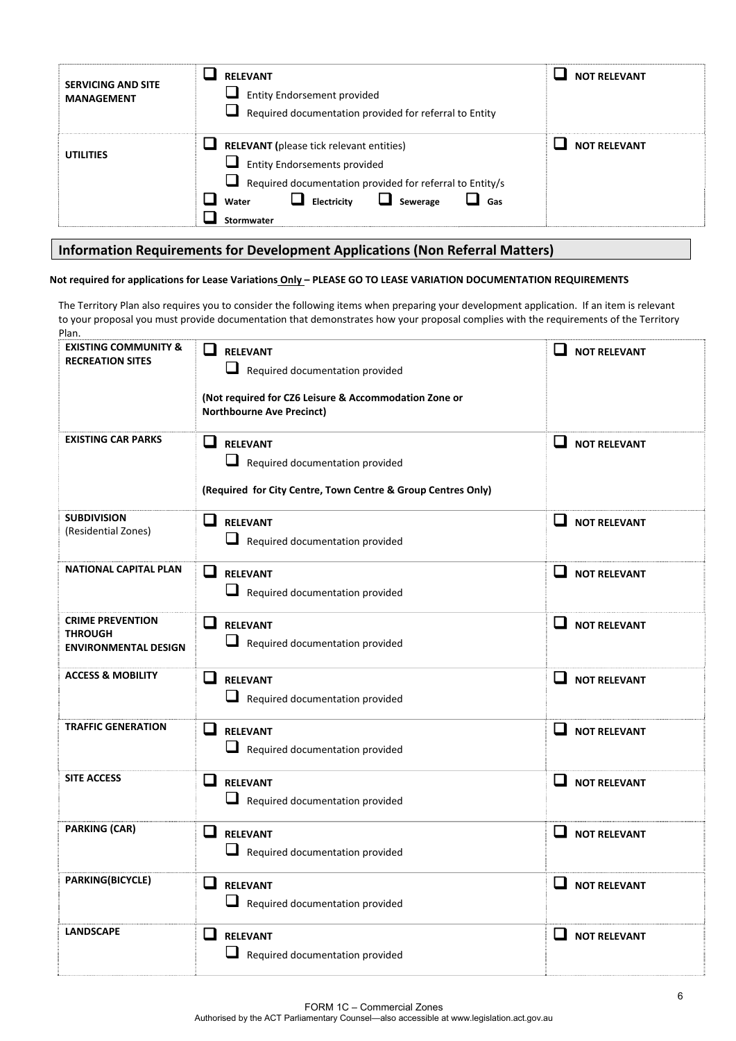| | | |
|---|---|---|
| **SERVICING AND SITE MANAGEMENT** | ❑ **RELEVANT**<br>❑ Entity Endorsement provided<br>❑ Required documentation provided for referral to Entity | ❑ **NOT RELEVANT** |
| **UTILITIES** | ❑ **RELEVANT (**please tick relevant entities)<br>❑ Entity Endorsements provided<br>❑ Required documentation provided for referral to Entity/s<br>❑ **Water** ❑ **Electricity** ❑ **Sewerage** ❑ **Gas**<br>❑ **Stormwater** | ❑ **NOT RELEVANT** |

## Information Requirements for Development Applications (Non Referral Matters)

**Not required for applications for Lease Variations Only – PLEASE GO TO LEASE VARIATION DOCUMENTATION REQUIREMENTS**

The Territory Plan also requires you to consider the following items when preparing your development application. If an item is relevant to your proposal you must provide documentation that demonstrates how your proposal complies with the requirements of the Territory Plan.

| | | |
|---|---|---|
| **EXISTING COMMUNITY & RECREATION SITES** | ❑ **RELEVANT**<br>❑ Required documentation provided<br><br>**(Not required for CZ6 Leisure & Accommodation Zone or Northbourne Ave Precinct)** | ❑ **NOT RELEVANT** |
| **EXISTING CAR PARKS** | ❑ **RELEVANT**<br>❑ Required documentation provided<br><br>**(Required for City Centre, Town Centre & Group Centres Only)** | ❑ **NOT RELEVANT** |
| **SUBDIVISION** (Residential Zones) | ❑ **RELEVANT**<br>❑ Required documentation provided | ❑ **NOT RELEVANT** |
| **NATIONAL CAPITAL PLAN** | ❑ **RELEVANT**<br>❑ Required documentation provided | ❑ **NOT RELEVANT** |
| **CRIME PREVENTION THROUGH ENVIRONMENTAL DESIGN** | ❑ **RELEVANT**<br>❑ Required documentation provided | ❑ **NOT RELEVANT** |
| **ACCESS & MOBILITY** | ❑ **RELEVANT**<br>❑ Required documentation provided | ❑ **NOT RELEVANT** |
| **TRAFFIC GENERATION** | ❑ **RELEVANT**<br>❑ Required documentation provided | ❑ **NOT RELEVANT** |
| **SITE ACCESS** | ❑ **RELEVANT**<br>❑ Required documentation provided | ❑ **NOT RELEVANT** |
| **PARKING (CAR)** | ❑ **RELEVANT**<br>❑ Required documentation provided | ❑ **NOT RELEVANT** |
| **PARKING(BICYCLE)** | ❑ **RELEVANT**<br>❑ Required documentation provided | ❑ **NOT RELEVANT** |
| **LANDSCAPE** | ❑ **RELEVANT**<br>❑ Required documentation provided | ❑ **NOT RELEVANT** |

FORM 1C – Commercial Zones
Authorised by the ACT Parliamentary Counsel—also accessible at www.legislation.act.gov.au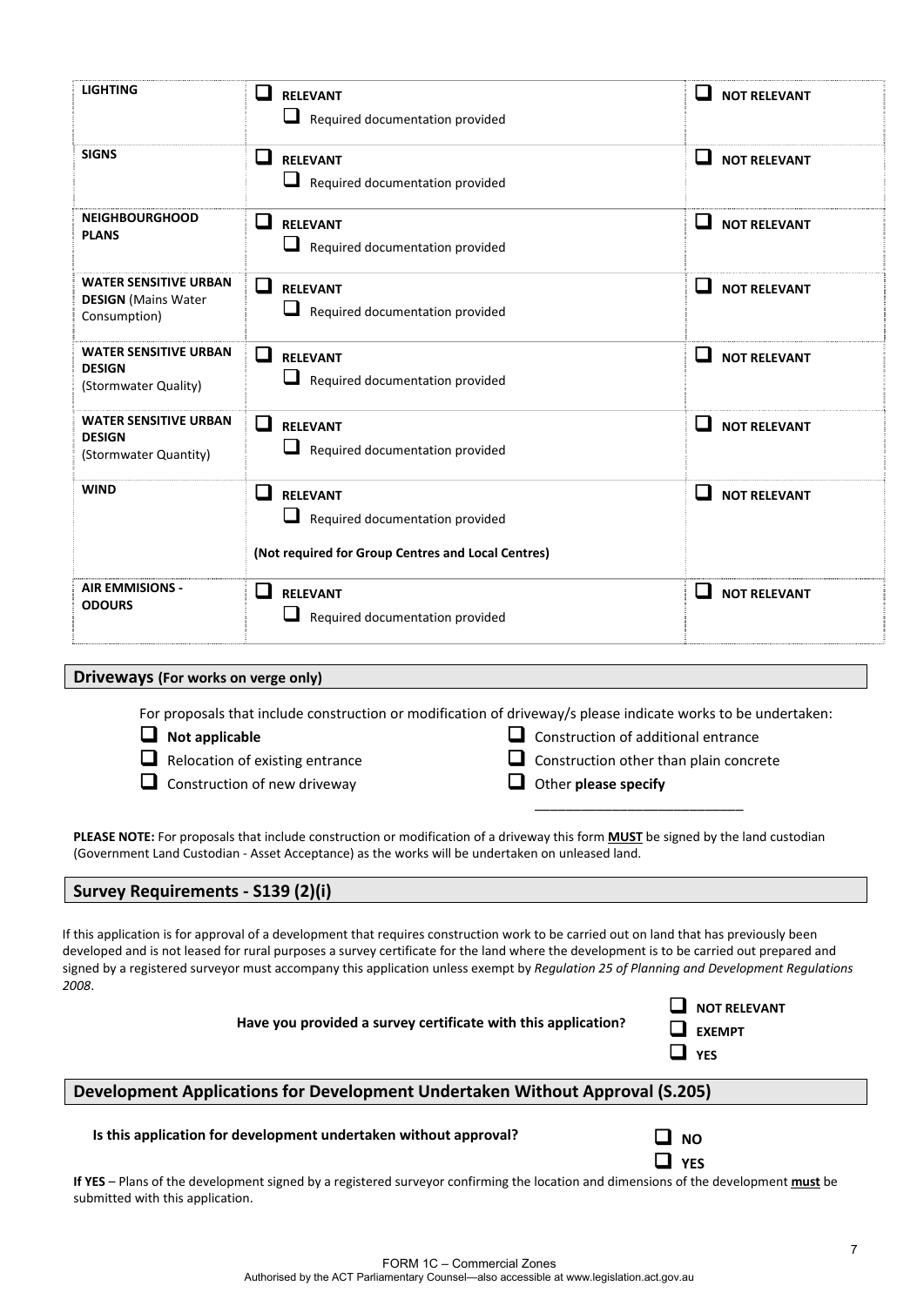| | | |
|---|---|---|
| **LIGHTING** | ☐ **RELEVANT**<br>☐ Required documentation provided | ☐ **NOT RELEVANT** |
| **SIGNS** | ☐ **RELEVANT**<br>☐ Required documentation provided | ☐ **NOT RELEVANT** |
| **NEIGHBOURGHOOD PLANS** | ☐ **RELEVANT**<br>☐ Required documentation provided | ☐ **NOT RELEVANT** |
| **WATER SENSITIVE URBAN DESIGN** (Mains Water Consumption) | ☐ **RELEVANT**<br>☐ Required documentation provided | ☐ **NOT RELEVANT** |
| **WATER SENSITIVE URBAN DESIGN** (Stormwater Quality) | ☐ **RELEVANT**<br>☐ Required documentation provided | ☐ **NOT RELEVANT** |
| **WATER SENSITIVE URBAN DESIGN** (Stormwater Quantity) | ☐ **RELEVANT**<br>☐ Required documentation provided | ☐ **NOT RELEVANT** |
| **WIND** | ☐ **RELEVANT**<br>☐ Required documentation provided<br>**(Not required for Group Centres and Local Centres)** | ☐ **NOT RELEVANT** |
| **AIR EMMISIONS - ODOURS** | ☐ **RELEVANT**<br>☐ Required documentation provided | ☐ **NOT RELEVANT** |

## Driveways (For works on verge only)

For proposals that include construction or modification of driveway/s please indicate works to be undertaken:

- ☐ **Not applicable**
- ☐ Relocation of existing entrance
- ☐ Construction of new driveway
- ☐ Construction of additional entrance
- ☐ Construction other than plain concrete
- ☐ Other **please specify** ___________________________

**PLEASE NOTE:** For proposals that include construction or modification of a driveway this form **MUST** be signed by the land custodian (Government Land Custodian - Asset Acceptance) as the works will be undertaken on unleased land.

## Survey Requirements - S139 (2)(i)

If this application is for approval of a development that requires construction work to be carried out on land that has previously been developed and is not leased for rural purposes a survey certificate for the land where the development is to be carried out prepared and signed by a registered surveyor must accompany this application unless exempt by *Regulation 25 of Planning and Development Regulations 2008*.

**Have you provided a survey certificate with this application?**

- ☐ **NOT RELEVANT**
- ☐ **EXEMPT**
- ☐ **YES**

## Development Applications for Development Undertaken Without Approval (S.205)

**Is this application for development undertaken without approval?**

- ☐ **NO**
- ☐ **YES**

**If YES** – Plans of the development signed by a registered surveyor confirming the location and dimensions of the development **must** be submitted with this application.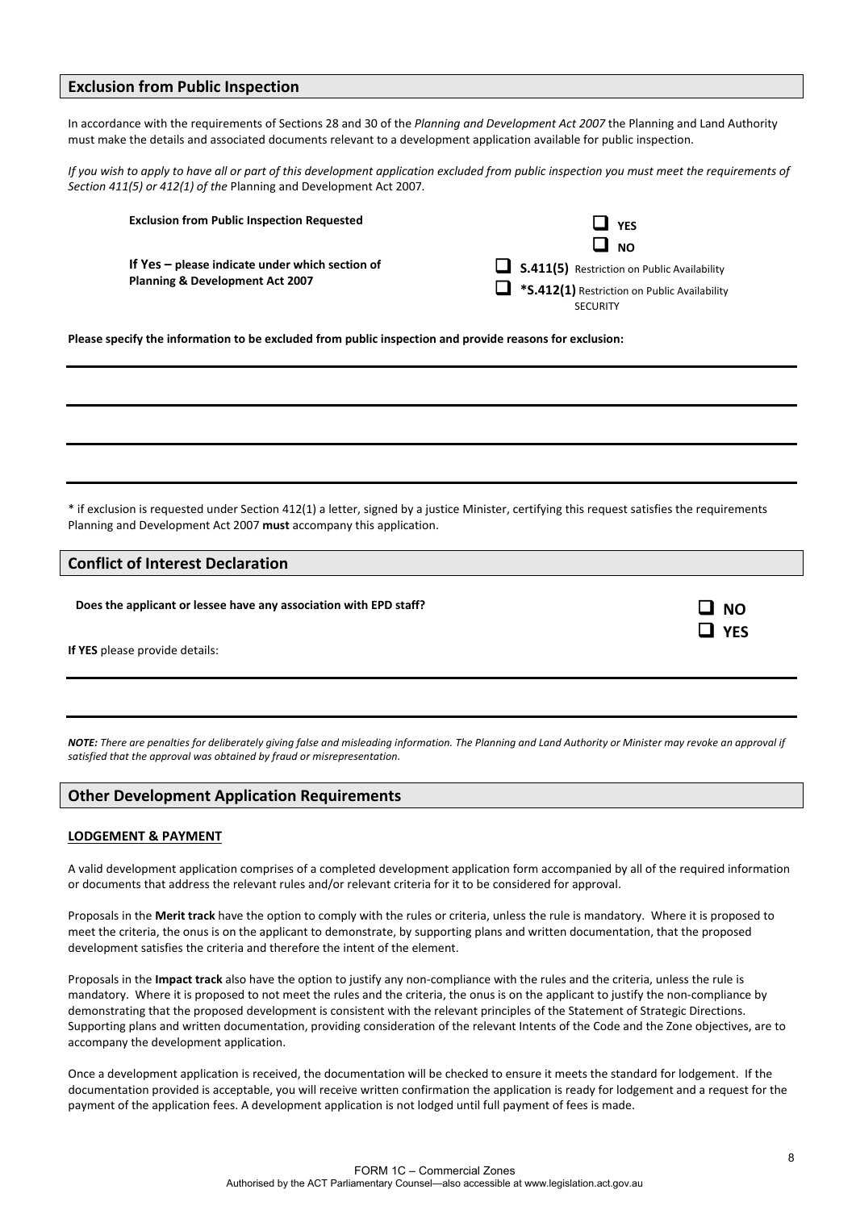## Exclusion from Public Inspection

In accordance with the requirements of Sections 28 and 30 of the *Planning and Development Act 2007* the Planning and Land Authority must make the details and associated documents relevant to a development application available for public inspection.

*If you wish to apply to have all or part of this development application excluded from public inspection you must meet the requirements of Section 411(5) or 412(1) of the* Planning and Development Act 2007*.*

**Exclusion from Public Inspection Requested**

- ☐ **YES**
- ☐ **NO**

**If Yes – please indicate under which section of Planning & Development Act 2007**

- ☐ **S.411(5)** Restriction on Public Availability
- ☐ ***S.412(1)** Restriction on Public Availability SECURITY

**Please specify the information to be excluded from public inspection and provide reasons for exclusion:**

\_\_\_\_\_\_\_\_\_\_\_\_\_\_\_\_\_\_\_\_\_\_\_\_\_\_\_\_\_\_\_\_\_\_\_\_\_\_\_\_\_\_\_\_\_\_\_\_\_\_\_\_\_\_\_\_\_\_\_\_\_\_\_\_\_\_\_\_\_\_

\_\_\_\_\_\_\_\_\_\_\_\_\_\_\_\_\_\_\_\_\_\_\_\_\_\_\_\_\_\_\_\_\_\_\_\_\_\_\_\_\_\_\_\_\_\_\_\_\_\_\_\_\_\_\_\_\_\_\_\_\_\_\_\_\_\_\_\_\_\_

\_\_\_\_\_\_\_\_\_\_\_\_\_\_\_\_\_\_\_\_\_\_\_\_\_\_\_\_\_\_\_\_\_\_\_\_\_\_\_\_\_\_\_\_\_\_\_\_\_\_\_\_\_\_\_\_\_\_\_\_\_\_\_\_\_\_\_\_\_\_

\_\_\_\_\_\_\_\_\_\_\_\_\_\_\_\_\_\_\_\_\_\_\_\_\_\_\_\_\_\_\_\_\_\_\_\_\_\_\_\_\_\_\_\_\_\_\_\_\_\_\_\_\_\_\_\_\_\_\_\_\_\_\_\_\_\_\_\_\_\_

\* if exclusion is requested under Section 412(1) a letter, signed by a justice Minister, certifying this request satisfies the requirements Planning and Development Act 2007 **must** accompany this application.

## Conflict of Interest Declaration

**Does the applicant or lessee have any association with EPD staff?**

- ☐ **NO**
- ☐ **YES**

**If YES** please provide details:

\_\_\_\_\_\_\_\_\_\_\_\_\_\_\_\_\_\_\_\_\_\_\_\_\_\_\_\_\_\_\_\_\_\_\_\_\_\_\_\_\_\_\_\_\_\_\_\_\_\_\_\_\_\_\_\_\_\_\_\_\_\_\_\_\_\_\_\_\_\_

\_\_\_\_\_\_\_\_\_\_\_\_\_\_\_\_\_\_\_\_\_\_\_\_\_\_\_\_\_\_\_\_\_\_\_\_\_\_\_\_\_\_\_\_\_\_\_\_\_\_\_\_\_\_\_\_\_\_\_\_\_\_\_\_\_\_\_\_\_\_

***NOTE:*** *There are penalties for deliberately giving false and misleading information. The Planning and Land Authority or Minister may revoke an approval if satisfied that the approval was obtained by fraud or misrepresentation.*

## Other Development Application Requirements

**LODGEMENT & PAYMENT**

A valid development application comprises of a completed development application form accompanied by all of the required information or documents that address the relevant rules and/or relevant criteria for it to be considered for approval.

Proposals in the **Merit track** have the option to comply with the rules or criteria, unless the rule is mandatory. Where it is proposed to meet the criteria, the onus is on the applicant to demonstrate, by supporting plans and written documentation, that the proposed development satisfies the criteria and therefore the intent of the element.

Proposals in the **Impact track** also have the option to justify any non-compliance with the rules and the criteria, unless the rule is mandatory. Where it is proposed to not meet the rules and the criteria, the onus is on the applicant to justify the non-compliance by demonstrating that the proposed development is consistent with the relevant principles of the Statement of Strategic Directions. Supporting plans and written documentation, providing consideration of the relevant Intents of the Code and the Zone objectives, are to accompany the development application.

Once a development application is received, the documentation will be checked to ensure it meets the standard for lodgement. If the documentation provided is acceptable, you will receive written confirmation the application is ready for lodgement and a request for the payment of the application fees. A development application is not lodged until full payment of fees is made.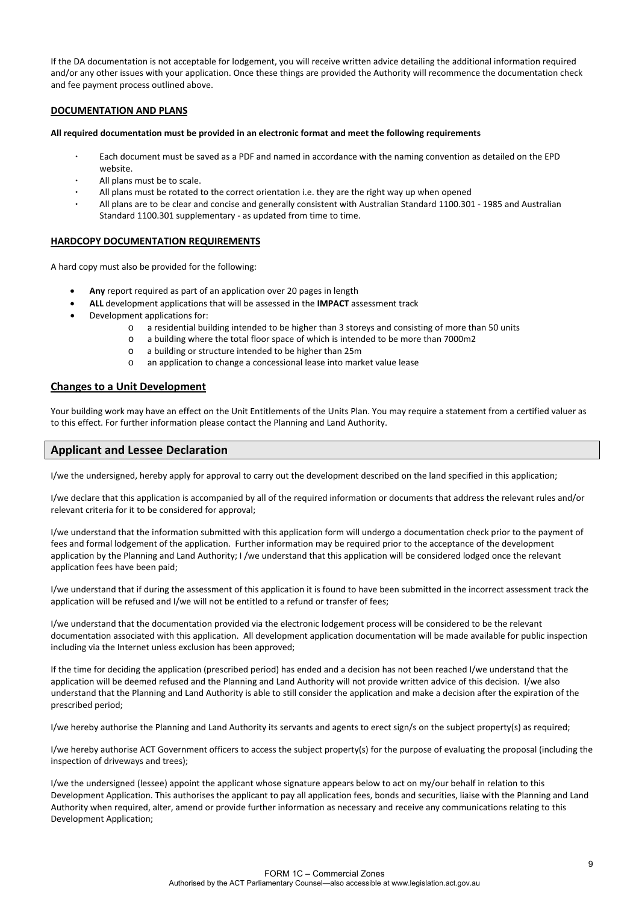If the DA documentation is not acceptable for lodgement, you will receive written advice detailing the additional information required and/or any other issues with your application. Once these things are provided the Authority will recommence the documentation check and fee payment process outlined above.

### DOCUMENTATION AND PLANS

**All required documentation must be provided in an electronic format and meet the following requirements**

- Each document must be saved as a PDF and named in accordance with the naming convention as detailed on the EPD website.
- All plans must be to scale.
- All plans must be rotated to the correct orientation i.e. they are the right way up when opened
- All plans are to be clear and concise and generally consistent with Australian Standard 1100.301 - 1985 and Australian Standard 1100.301 supplementary - as updated from time to time.

### HARDCOPY DOCUMENTATION REQUIREMENTS

A hard copy must also be provided for the following:

- **Any** report required as part of an application over 20 pages in length
- **ALL** development applications that will be assessed in the **IMPACT** assessment track
- Development applications for:
  - a residential building intended to be higher than 3 storeys and consisting of more than 50 units
  - a building where the total floor space of which is intended to be more than 7000m2
  - a building or structure intended to be higher than 25m
  - an application to change a concessional lease into market value lease

### Changes to a Unit Development

Your building work may have an effect on the Unit Entitlements of the Units Plan. You may require a statement from a certified valuer as to this effect. For further information please contact the Planning and Land Authority.

## Applicant and Lessee Declaration

I/we the undersigned, hereby apply for approval to carry out the development described on the land specified in this application;

I/we declare that this application is accompanied by all of the required information or documents that address the relevant rules and/or relevant criteria for it to be considered for approval;

I/we understand that the information submitted with this application form will undergo a documentation check prior to the payment of fees and formal lodgement of the application. Further information may be required prior to the acceptance of the development application by the Planning and Land Authority; I /we understand that this application will be considered lodged once the relevant application fees have been paid;

I/we understand that if during the assessment of this application it is found to have been submitted in the incorrect assessment track the application will be refused and I/we will not be entitled to a refund or transfer of fees;

I/we understand that the documentation provided via the electronic lodgement process will be considered to be the relevant documentation associated with this application. All development application documentation will be made available for public inspection including via the Internet unless exclusion has been approved;

If the time for deciding the application (prescribed period) has ended and a decision has not been reached I/we understand that the application will be deemed refused and the Planning and Land Authority will not provide written advice of this decision. I/we also understand that the Planning and Land Authority is able to still consider the application and make a decision after the expiration of the prescribed period;

I/we hereby authorise the Planning and Land Authority its servants and agents to erect sign/s on the subject property(s) as required;

I/we hereby authorise ACT Government officers to access the subject property(s) for the purpose of evaluating the proposal (including the inspection of driveways and trees);

I/we the undersigned (lessee) appoint the applicant whose signature appears below to act on my/our behalf in relation to this Development Application. This authorises the applicant to pay all application fees, bonds and securities, liaise with the Planning and Land Authority when required, alter, amend or provide further information as necessary and receive any communications relating to this Development Application;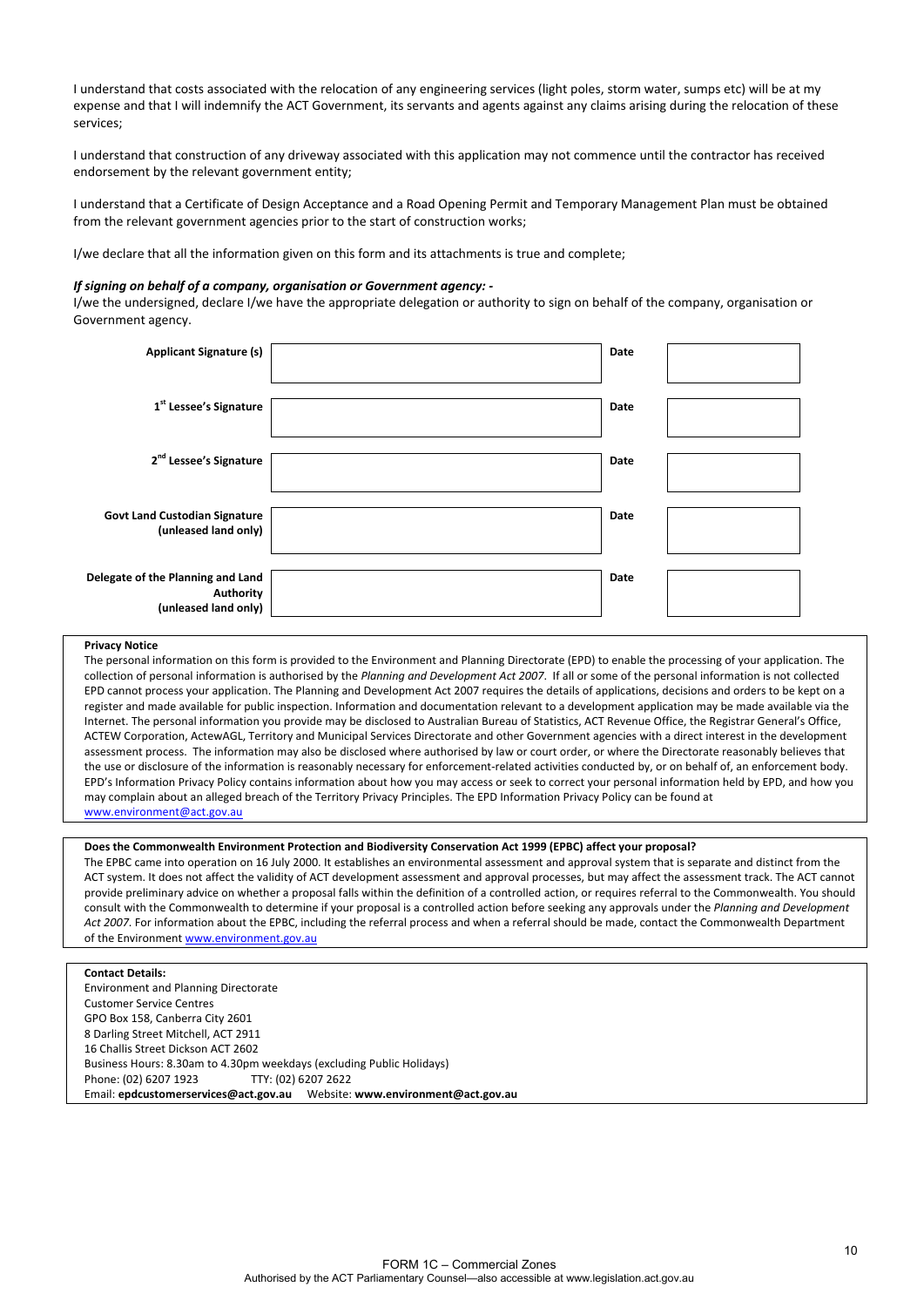I understand that costs associated with the relocation of any engineering services (light poles, storm water, sumps etc) will be at my expense and that I will indemnify the ACT Government, its servants and agents against any claims arising during the relocation of these services;

I understand that construction of any driveway associated with this application may not commence until the contractor has received endorsement by the relevant government entity;

I understand that a Certificate of Design Acceptance and a Road Opening Permit and Temporary Management Plan must be obtained from the relevant government agencies prior to the start of construction works;

I/we declare that all the information given on this form and its attachments is true and complete;

***If signing on behalf of a company, organisation or Government agency: -***

I/we the undersigned, declare I/we have the appropriate delegation or authority to sign on behalf of the company, organisation or Government agency.

| | | | |
|---|---|---|---|
| **Applicant Signature (s)** | | **Date** | |
| **1st Lessee's Signature** | | **Date** | |
| **2nd Lessee's Signature** | | **Date** | |
| **Govt Land Custodian Signature (unleased land only)** | | **Date** | |
| **Delegate of the Planning and Land Authority (unleased land only)** | | **Date** | |

**Privacy Notice**

The personal information on this form is provided to the Environment and Planning Directorate (EPD) to enable the processing of your application. The collection of personal information is authorised by the *Planning and Development Act 2007*. If all or some of the personal information is not collected EPD cannot process your application. The Planning and Development Act 2007 requires the details of applications, decisions and orders to be kept on a register and made available for public inspection. Information and documentation relevant to a development application may be made available via the Internet. The personal information you provide may be disclosed to Australian Bureau of Statistics, ACT Revenue Office, the Registrar General's Office, ACTEW Corporation, ActewAGL, Territory and Municipal Services Directorate and other Government agencies with a direct interest in the development assessment process. The information may also be disclosed where authorised by law or court order, or where the Directorate reasonably believes that the use or disclosure of the information is reasonably necessary for enforcement-related activities conducted by, or on behalf of, an enforcement body. EPD's Information Privacy Policy contains information about how you may access or seek to correct your personal information held by EPD, and how you may complain about an alleged breach of the Territory Privacy Principles. The EPD Information Privacy Policy can be found at www.environment@act.gov.au

**Does the Commonwealth Environment Protection and Biodiversity Conservation Act 1999 (EPBC) affect your proposal?**

The EPBC came into operation on 16 July 2000. It establishes an environmental assessment and approval system that is separate and distinct from the ACT system. It does not affect the validity of ACT development assessment and approval processes, but may affect the assessment track. The ACT cannot provide preliminary advice on whether a proposal falls within the definition of a controlled action, or requires referral to the Commonwealth. You should consult with the Commonwealth to determine if your proposal is a controlled action before seeking any approvals under the *Planning and Development Act 2007*. For information about the EPBC, including the referral process and when a referral should be made, contact the Commonwealth Department of the Environment www.environment.gov.au

**Contact Details:**

Environment and Planning Directorate
Customer Service Centres
GPO Box 158, Canberra City 2601
8 Darling Street Mitchell, ACT 2911
16 Challis Street Dickson ACT 2602
Business Hours: 8.30am to 4.30pm weekdays (excluding Public Holidays)
Phone: (02) 6207 1923 TTY: (02) 6207 2622
Email: **epdcustomerservices@act.gov.au** Website: **www.environment@act.gov.au**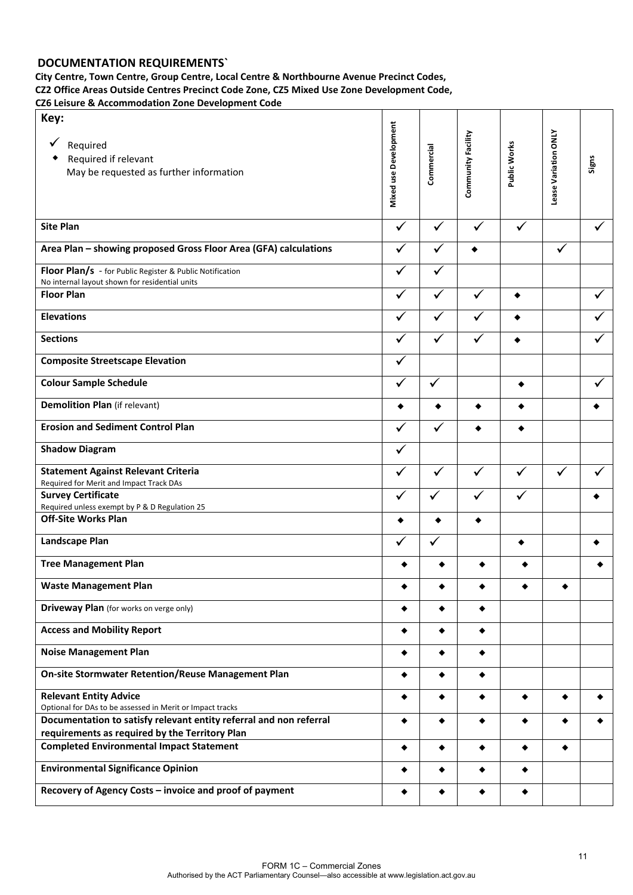## DOCUMENTATION REQUIREMENTS`

**City Centre, Town Centre, Group Centre, Local Centre & Northbourne Avenue Precinct Codes, CZ2 Office Areas Outside Centres Precinct Code Zone, CZ5 Mixed Use Zone Development Code, CZ6 Leisure & Accommodation Zone Development Code**

| Key: ✓ Required ◆ Required if relevant May be requested as further information | Mixed use Development | Commercial | Community Facility | Public Works | Lease Variation ONLY | Signs |
|---|---|---|---|---|---|---|
| **Site Plan** | ✓ | ✓ | ✓ | ✓ | | ✓ |
| **Area Plan – showing proposed Gross Floor Area (GFA) calculations** | ✓ | ✓ | ◆ | | ✓ | |
| **Floor Plan/s** - for Public Register & Public Notification<br>No internal layout shown for residential units | ✓ | ✓ | | | | |
| **Floor Plan** | ✓ | ✓ | ✓ | ◆ | | ✓ |
| **Elevations** | ✓ | ✓ | ✓ | ◆ | | ✓ |
| **Sections** | ✓ | ✓ | ✓ | ◆ | | ✓ |
| **Composite Streetscape Elevation** | ✓ | | | | | |
| **Colour Sample Schedule** | ✓ | ✓ | | ◆ | | ✓ |
| **Demolition Plan** (if relevant) | ◆ | ◆ | ◆ | ◆ | | ◆ |
| **Erosion and Sediment Control Plan** | ✓ | ✓ | ◆ | ◆ | | |
| **Shadow Diagram** | ✓ | | | | | |
| **Statement Against Relevant Criteria**<br>Required for Merit and Impact Track DAs | ✓ | ✓ | ✓ | ✓ | ✓ | ✓ |
| **Survey Certificate**<br>Required unless exempt by P & D Regulation 25 | ✓ | ✓ | ✓ | ✓ | | ◆ |
| **Off-Site Works Plan** | ◆ | ◆ | ◆ | | | |
| **Landscape Plan** | ✓ | ✓ | | ◆ | | ◆ |
| **Tree Management Plan** | ◆ | ◆ | ◆ | ◆ | | ◆ |
| **Waste Management Plan** | ◆ | ◆ | ◆ | ◆ | ◆ | |
| **Driveway Plan** (for works on verge only) | ◆ | ◆ | ◆ | | | |
| **Access and Mobility Report** | ◆ | ◆ | ◆ | | | |
| **Noise Management Plan** | ◆ | ◆ | ◆ | | | |
| **On-site Stormwater Retention/Reuse Management Plan** | ◆ | ◆ | ◆ | | | |
| **Relevant Entity Advice**<br>Optional for DAs to be assessed in Merit or Impact tracks | ◆ | ◆ | ◆ | ◆ | ◆ | ◆ |
| **Documentation to satisfy relevant entity referral and non referral requirements as required by the Territory Plan** | ◆ | ◆ | ◆ | ◆ | ◆ | ◆ |
| **Completed Environmental Impact Statement** | ◆ | ◆ | ◆ | ◆ | ◆ | |
| **Environmental Significance Opinion** | ◆ | ◆ | ◆ | ◆ | | |
| **Recovery of Agency Costs – invoice and proof of payment** | ◆ | ◆ | ◆ | ◆ | | |

FORM 1C – Commercial Zones
Authorised by the ACT Parliamentary Counsel—also accessible at www.legislation.act.gov.au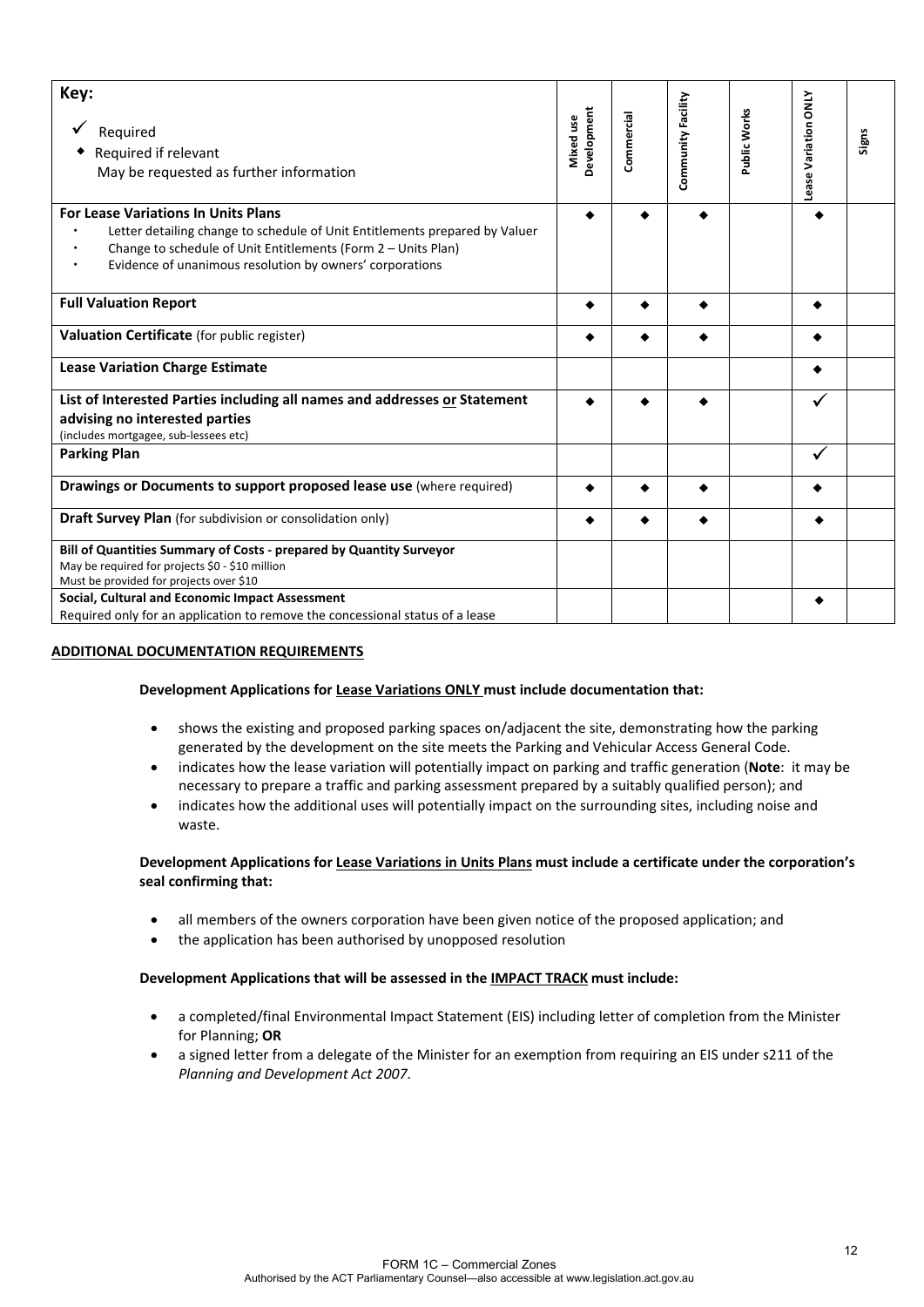| **Key:**<br>✓ Required<br>◆ Required if relevant<br>May be requested as further information | Mixed use Development | Commercial | Community Facility | Public Works | Lease Variation ONLY | Signs |
|---|---|---|---|---|---|---|
| **For Lease Variations In Units Plans**<br>• Letter detailing change to schedule of Unit Entitlements prepared by Valuer<br>• Change to schedule of Unit Entitlements (Form 2 – Units Plan)<br>• Evidence of unanimous resolution by owners' corporations | ◆ | ◆ | ◆ | | ◆ | |
| **Full Valuation Report** | ◆ | ◆ | ◆ | | ◆ | |
| **Valuation Certificate** (for public register) | ◆ | ◆ | ◆ | | ◆ | |
| **Lease Variation Charge Estimate** | | | | | ◆ | |
| **List of Interested Parties including all names and addresses <u>or</u> Statement advising no interested parties**<br>(includes mortgagee, sub-lessees etc) | ◆ | ◆ | ◆ | | ✓ | |
| **Parking Plan** | | | | | ✓ | |
| **Drawings or Documents to support proposed lease use** (where required) | ◆ | ◆ | ◆ | | ◆ | |
| **Draft Survey Plan** (for subdivision or consolidation only) | ◆ | ◆ | ◆ | | ◆ | |
| **Bill of Quantities Summary of Costs - prepared by Quantity Surveyor**<br>May be required for projects $0 - $10 million<br>Must be provided for projects over $10 | | | | | | |
| **Social, Cultural and Economic Impact Assessment**<br>Required only for an application to remove the concessional status of a lease | | | | | ◆ | |

## ADDITIONAL DOCUMENTATION REQUIREMENTS

**Development Applications for <u>Lease Variations ONLY</u> must include documentation that:**

- shows the existing and proposed parking spaces on/adjacent the site, demonstrating how the parking generated by the development on the site meets the Parking and Vehicular Access General Code.
- indicates how the lease variation will potentially impact on parking and traffic generation (**Note**: it may be necessary to prepare a traffic and parking assessment prepared by a suitably qualified person); and
- indicates how the additional uses will potentially impact on the surrounding sites, including noise and waste.

**Development Applications for <u>Lease Variations in Units Plans</u> must include a certificate under the corporation's seal confirming that:**

- all members of the owners corporation have been given notice of the proposed application; and
- the application has been authorised by unopposed resolution

**Development Applications that will be assessed in the <u>IMPACT TRACK</u> must include:**

- a completed/final Environmental Impact Statement (EIS) including letter of completion from the Minister for Planning; **OR**
- a signed letter from a delegate of the Minister for an exemption from requiring an EIS under s211 of the *Planning and Development Act 2007*.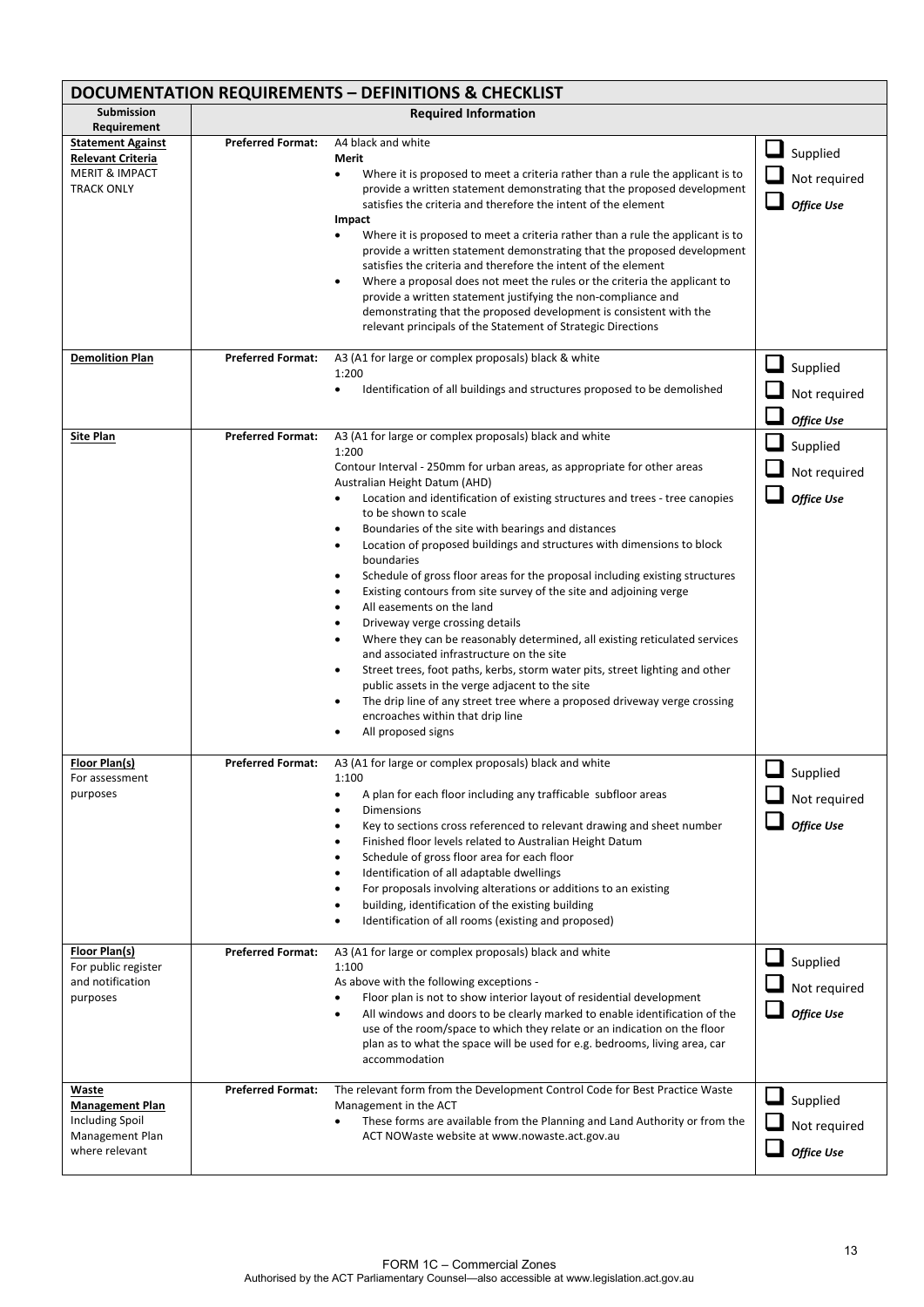## DOCUMENTATION REQUIREMENTS – DEFINITIONS & CHECKLIST

| Submission Requirement | Required Information | | |
|---|---|---|---|
| **Statement Against Relevant Criteria** MERIT & IMPACT TRACK ONLY | **Preferred Format:** | A4 black and white<br>**Merit**<br>• Where it is proposed to meet a criteria rather than a rule the applicant is to provide a written statement demonstrating that the proposed development satisfies the criteria and therefore the intent of the element<br>**Impact**<br>• Where it is proposed to meet a criteria rather than a rule the applicant is to provide a written statement demonstrating that the proposed development satisfies the criteria and therefore the intent of the element<br>• Where a proposal does not meet the rules or the criteria the applicant to provide a written statement justifying the non-compliance and demonstrating that the proposed development is consistent with the relevant principals of the Statement of Strategic Directions | ☐ Supplied<br>☐ Not required<br>☐ ***Office Use*** |
| **Demolition Plan** | **Preferred Format:** | A3 (A1 for large or complex proposals) black & white<br>1:200<br>• Identification of all buildings and structures proposed to be demolished | ☐ Supplied<br>☐ Not required<br>☐ ***Office Use*** |
| **Site Plan** | **Preferred Format:** | A3 (A1 for large or complex proposals) black and white<br>1:200<br>Contour Interval - 250mm for urban areas, as appropriate for other areas<br>Australian Height Datum (AHD)<br>• Location and identification of existing structures and trees - tree canopies to be shown to scale<br>• Boundaries of the site with bearings and distances<br>• Location of proposed buildings and structures with dimensions to block boundaries<br>• Schedule of gross floor areas for the proposal including existing structures<br>• Existing contours from site survey of the site and adjoining verge<br>• All easements on the land<br>• Driveway verge crossing details<br>• Where they can be reasonably determined, all existing reticulated services and associated infrastructure on the site<br>• Street trees, foot paths, kerbs, storm water pits, street lighting and other public assets in the verge adjacent to the site<br>• The drip line of any street tree where a proposed driveway verge crossing encroaches within that drip line<br>• All proposed signs | ☐ Supplied<br>☐ Not required<br>☐ ***Office Use*** |
| **Floor Plan(s)** For assessment purposes | **Preferred Format:** | A3 (A1 for large or complex proposals) black and white<br>1:100<br>• A plan for each floor including any trafficable subfloor areas<br>• Dimensions<br>• Key to sections cross referenced to relevant drawing and sheet number<br>• Finished floor levels related to Australian Height Datum<br>• Schedule of gross floor area for each floor<br>• Identification of all adaptable dwellings<br>• For proposals involving alterations or additions to an existing<br>• building, identification of the existing building<br>• Identification of all rooms (existing and proposed) | ☐ Supplied<br>☐ Not required<br>☐ ***Office Use*** |
| **Floor Plan(s)** For public register and notification purposes | **Preferred Format:** | A3 (A1 for large or complex proposals) black and white<br>1:100<br>As above with the following exceptions -<br>• Floor plan is not to show interior layout of residential development<br>• All windows and doors to be clearly marked to enable identification of the use of the room/space to which they relate or an indication on the floor plan as to what the space will be used for e.g. bedrooms, living area, car accommodation | ☐ Supplied<br>☐ Not required<br>☐ ***Office Use*** |
| **Waste Management Plan** Including Spoil Management Plan where relevant | **Preferred Format:** | The relevant form from the Development Control Code for Best Practice Waste Management in the ACT<br>• These forms are available from the Planning and Land Authority or from the ACT NOWaste website at www.nowaste.act.gov.au | ☐ Supplied<br>☐ Not required<br>☐ ***Office Use*** |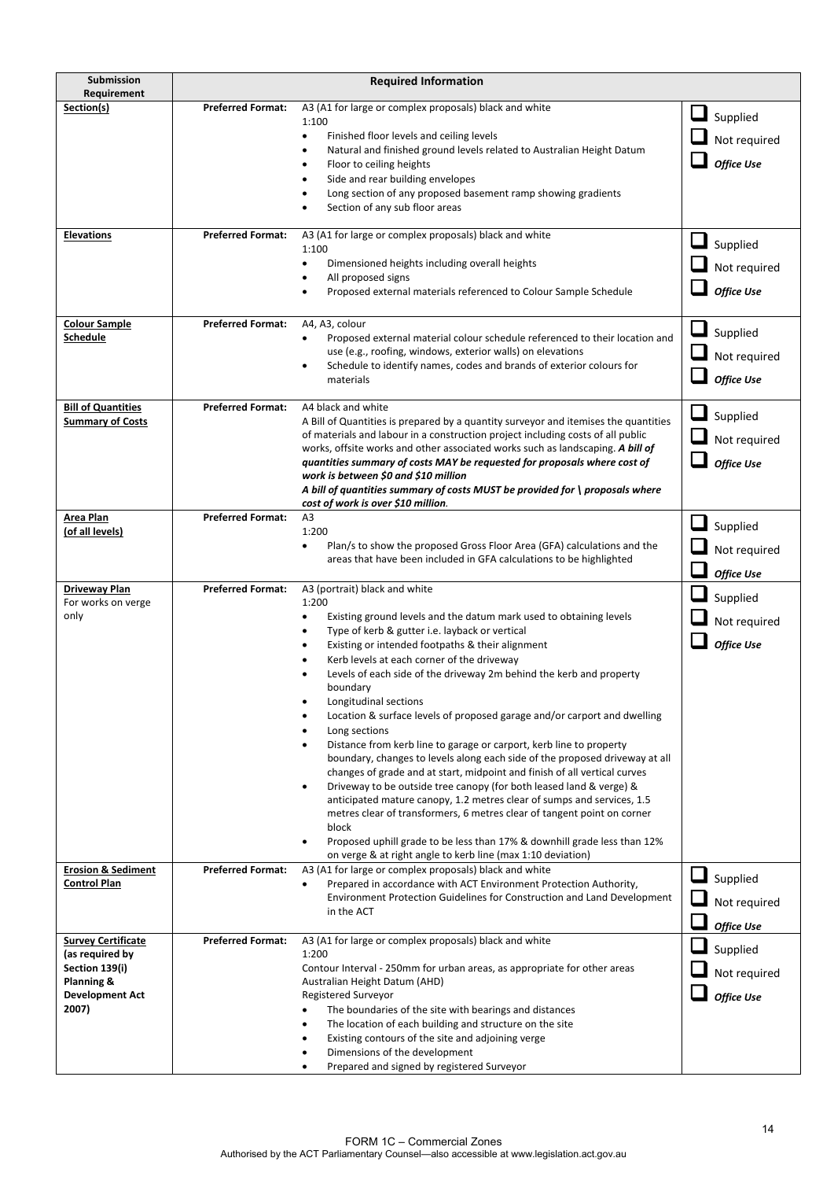| Submission Requirement | Required Information | | |
|---|---|---|---|
| **Section(s)** | **Preferred Format:** | A3 (A1 for large or complex proposals) black and white<br>1:100<br>• Finished floor levels and ceiling levels<br>• Natural and finished ground levels related to Australian Height Datum<br>• Floor to ceiling heights<br>• Side and rear building envelopes<br>• Long section of any proposed basement ramp showing gradients<br>• Section of any sub floor areas | ☐ Supplied<br>☐ Not required<br>☐ ***Office Use*** |
| **Elevations** | **Preferred Format:** | A3 (A1 for large or complex proposals) black and white<br>1:100<br>• Dimensioned heights including overall heights<br>• All proposed signs<br>• Proposed external materials referenced to Colour Sample Schedule | ☐ Supplied<br>☐ Not required<br>☐ ***Office Use*** |
| **Colour Sample Schedule** | **Preferred Format:** | A4, A3, colour<br>• Proposed external material colour schedule referenced to their location and use (e.g., roofing, windows, exterior walls) on elevations<br>• Schedule to identify names, codes and brands of exterior colours for materials | ☐ Supplied<br>☐ Not required<br>☐ ***Office Use*** |
| **Bill of Quantities Summary of Costs** | **Preferred Format:** | A4 black and white<br>A Bill of Quantities is prepared by a quantity surveyor and itemises the quantities of materials and labour in a construction project including costs of all public works, offsite works and other associated works such as landscaping. ***A bill of quantities summary of costs MAY be requested for proposals where cost of work is between $0 and $10 million***<br>***A bill of quantities summary of costs MUST be provided for \ proposals where cost of work is over $10 million.*** | ☐ Supplied<br>☐ Not required<br>☐ ***Office Use*** |
| **Area Plan (of all levels)** | **Preferred Format:** | A3<br>1:200<br>• Plan/s to show the proposed Gross Floor Area (GFA) calculations and the areas that have been included in GFA calculations to be highlighted | ☐ Supplied<br>☐ Not required<br>☐ ***Office Use*** |
| **Driveway Plan**<br>For works on verge only | **Preferred Format:** | A3 (portrait) black and white<br>1:200<br>• Existing ground levels and the datum mark used to obtaining levels<br>• Type of kerb & gutter i.e. layback or vertical<br>• Existing or intended footpaths & their alignment<br>• Kerb levels at each corner of the driveway<br>• Levels of each side of the driveway 2m behind the kerb and property boundary<br>• Longitudinal sections<br>• Location & surface levels of proposed garage and/or carport and dwelling<br>• Long sections<br>• Distance from kerb line to garage or carport, kerb line to property boundary, changes to levels along each side of the proposed driveway at all changes of grade and at start, midpoint and finish of all vertical curves<br>• Driveway to be outside tree canopy (for both leased land & verge) & anticipated mature canopy, 1.2 metres clear of sumps and services, 1.5 metres clear of transformers, 6 metres clear of tangent point on corner block<br>• Proposed uphill grade to be less than 17% & downhill grade less than 12% on verge & at right angle to kerb line (max 1:10 deviation) | ☐ Supplied<br>☐ Not required<br>☐ ***Office Use*** |
| **Erosion & Sediment Control Plan** | **Preferred Format:** | A3 (A1 for large or complex proposals) black and white<br>• Prepared in accordance with ACT Environment Protection Authority, Environment Protection Guidelines for Construction and Land Development in the ACT | ☐ Supplied<br>☐ Not required<br>☐ ***Office Use*** |
| **Survey Certificate (as required by Section 139(i) Planning & Development Act 2007)** | **Preferred Format:** | A3 (A1 for large or complex proposals) black and white<br>1:200<br>Contour Interval - 250mm for urban areas, as appropriate for other areas<br>Australian Height Datum (AHD)<br>Registered Surveyor<br>• The boundaries of the site with bearings and distances<br>• The location of each building and structure on the site<br>• Existing contours of the site and adjoining verge<br>• Dimensions of the development<br>• Prepared and signed by registered Surveyor | ☐ Supplied<br>☐ Not required<br>☐ ***Office Use*** |

FORM 1C – Commercial Zones
Authorised by the ACT Parliamentary Counsel—also accessible at www.legislation.act.gov.au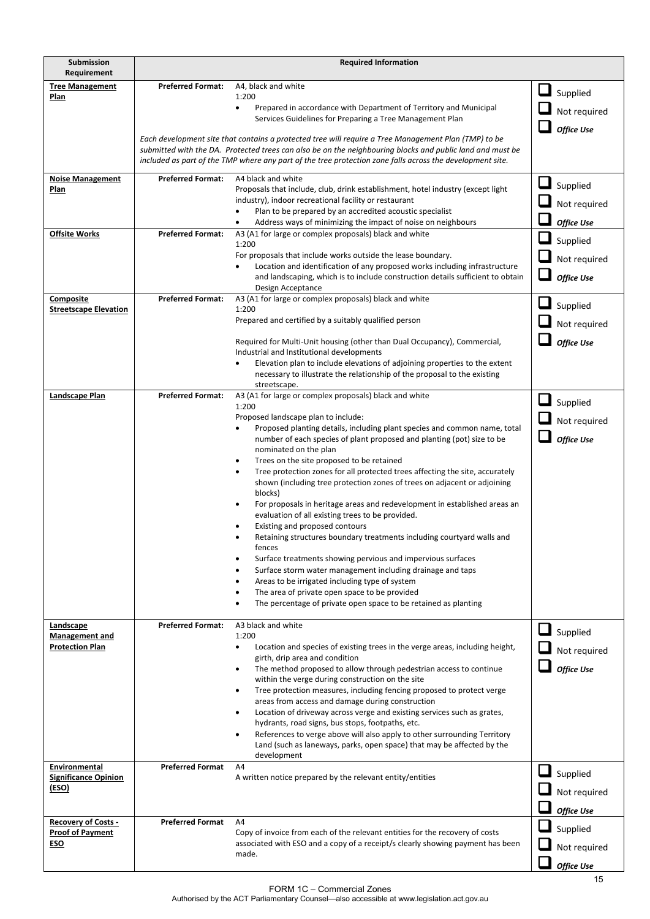| Submission Requirement | Required Information | |
|---|---|---|
| **Tree Management Plan** | **Preferred Format:** A4, black and white<br>1:200<br>• Prepared in accordance with Department of Territory and Municipal Services Guidelines for Preparing a Tree Management Plan<br><br>*Each development site that contains a protected tree will require a Tree Management Plan (TMP) to be submitted with the DA. Protected trees can also be on the neighbouring blocks and public land and must be included as part of the TMP where any part of the tree protection zone falls across the development site.* | ☐ Supplied<br>☐ Not required<br>☐ ***Office Use*** |
| **Noise Management Plan** | **Preferred Format:** A4 black and white<br>Proposals that include, club, drink establishment, hotel industry (except light industry), indoor recreational facility or restaurant<br>• Plan to be prepared by an accredited acoustic specialist<br>• Address ways of minimizing the impact of noise on neighbours | ☐ Supplied<br>☐ Not required<br>☐ ***Office Use*** |
| **Offsite Works** | **Preferred Format:** A3 (A1 for large or complex proposals) black and white<br>1:200<br>For proposals that include works outside the lease boundary.<br>• Location and identification of any proposed works including infrastructure and landscaping, which is to include construction details sufficient to obtain Design Acceptance | ☐ Supplied<br>☐ Not required<br>☐ ***Office Use*** |
| **Composite Streetscape Elevation** | **Preferred Format:** A3 (A1 for large or complex proposals) black and white<br>1:200<br>Prepared and certified by a suitably qualified person<br><br>Required for Multi-Unit housing (other than Dual Occupancy), Commercial, Industrial and Institutional developments<br>• Elevation plan to include elevations of adjoining properties to the extent necessary to illustrate the relationship of the proposal to the existing streetscape. | ☐ Supplied<br>☐ Not required<br>☐ ***Office Use*** |
| **Landscape Plan** | **Preferred Format:** A3 (A1 for large or complex proposals) black and white<br>1:200<br>Proposed landscape plan to include:<br>• Proposed planting details, including plant species and common name, total number of each species of plant proposed and planting (pot) size to be nominated on the plan<br>• Trees on the site proposed to be retained<br>• Tree protection zones for all protected trees affecting the site, accurately shown (including tree protection zones of trees on adjacent or adjoining blocks)<br>• For proposals in heritage areas and redevelopment in established areas an evaluation of all existing trees to be provided.<br>• Existing and proposed contours<br>• Retaining structures boundary treatments including courtyard walls and fences<br>• Surface treatments showing pervious and impervious surfaces<br>• Surface storm water management including drainage and taps<br>• Areas to be irrigated including type of system<br>• The area of private open space to be provided<br>• The percentage of private open space to be retained as planting | ☐ Supplied<br>☐ Not required<br>☐ ***Office Use*** |
| **Landscape Management and Protection Plan** | **Preferred Format:** A3 black and white<br>1:200<br>• Location and species of existing trees in the verge areas, including height, girth, drip area and condition<br>• The method proposed to allow through pedestrian access to continue within the verge during construction on the site<br>• Tree protection measures, including fencing proposed to protect verge areas from access and damage during construction<br>• Location of driveway across verge and existing services such as grates, hydrants, road signs, bus stops, footpaths, etc.<br>• References to verge above will also apply to other surrounding Territory Land (such as laneways, parks, open space) that may be affected by the development | ☐ Supplied<br>☐ Not required<br>☐ ***Office Use*** |
| **Environmental Significance Opinion (ESO)** | **Preferred Format** A4<br>A written notice prepared by the relevant entity/entities | ☐ Supplied<br>☐ Not required<br>☐ ***Office Use*** |
| **Recovery of Costs - Proof of Payment ESO** | **Preferred Format** A4<br>Copy of invoice from each of the relevant entities for the recovery of costs associated with ESO and a copy of a receipt/s clearly showing payment has been made. | ☐ Supplied<br>☐ Not required<br>☐ ***Office Use*** |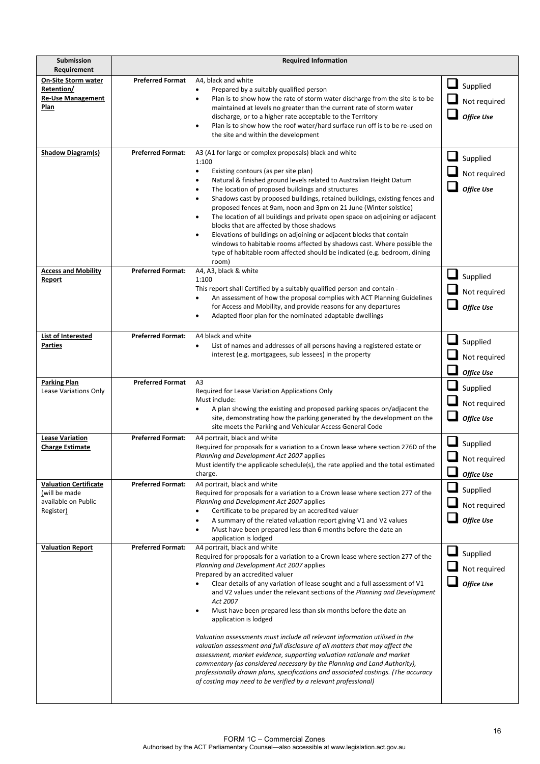| Submission Requirement | | Required Information | |
|---|---|---|---|
| **On-Site Storm water Retention/ Re-Use Management Plan** | **Preferred Format** | A4, black and white<br>• Prepared by a suitably qualified person<br>• Plan is to show how the rate of storm water discharge from the site is to be maintained at levels no greater than the current rate of storm water discharge, or to a higher rate acceptable to the Territory<br>• Plan is to show how the roof water/hard surface run off is to be re-used on the site and within the development | ☐ Supplied<br>☐ Not required<br>☐ ***Office Use*** |
| **Shadow Diagram(s)** | **Preferred Format:** | A3 (A1 for large or complex proposals) black and white<br>1:100<br>• Existing contours (as per site plan)<br>• Natural & finished ground levels related to Australian Height Datum<br>• The location of proposed buildings and structures<br>• Shadows cast by proposed buildings, retained buildings, existing fences and proposed fences at 9am, noon and 3pm on 21 June (Winter solstice)<br>• The location of all buildings and private open space on adjoining or adjacent blocks that are affected by those shadows<br>• Elevations of buildings on adjoining or adjacent blocks that contain windows to habitable rooms affected by shadows cast. Where possible the type of habitable room affected should be indicated (e.g. bedroom, dining room) | ☐ Supplied<br>☐ Not required<br>☐ ***Office Use*** |
| **Access and Mobility Report** | **Preferred Format:** | A4, A3, black & white<br>1:100<br>This report shall Certified by a suitably qualified person and contain -<br>• An assessment of how the proposal complies with ACT Planning Guidelines for Access and Mobility, and provide reasons for any departures<br>• Adapted floor plan for the nominated adaptable dwellings | ☐ Supplied<br>☐ Not required<br>☐ ***Office Use*** |
| **List of Interested Parties** | **Preferred Format:** | A4 black and white<br>• List of names and addresses of all persons having a registered estate or interest (e.g. mortgagees, sub lessees) in the property | ☐ Supplied<br>☐ Not required<br>☐ ***Office Use*** |
| **Parking Plan**<br>Lease Variations Only | **Preferred Format** | A3<br>Required for Lease Variation Applications Only<br>Must include:<br>• A plan showing the existing and proposed parking spaces on/adjacent the site, demonstrating how the parking generated by the development on the site meets the Parking and Vehicular Access General Code | ☐ Supplied<br>☐ Not required<br>☐ ***Office Use*** |
| **Lease Variation Charge Estimate** | **Preferred Format:** | A4 portrait, black and white<br>Required for proposals for a variation to a Crown lease where section 276D of the *Planning and Development Act 2007* applies<br>Must identify the applicable schedule(s), the rate applied and the total estimated charge. | ☐ Supplied<br>☐ Not required<br>☐ ***Office Use*** |
| **Valuation Certificate** (will be made available on Public Register) | **Preferred Format:** | A4 portrait, black and white<br>Required for proposals for a variation to a Crown lease where section 277 of the *Planning and Development Act 2007* applies<br>• Certificate to be prepared by an accredited valuer<br>• A summary of the related valuation report giving V1 and V2 values<br>• Must have been prepared less than 6 months before the date an application is lodged | ☐ Supplied<br>☐ Not required<br>☐ ***Office Use*** |
| **Valuation Report** | **Preferred Format:** | A4 portrait, black and white<br>Required for proposals for a variation to a Crown lease where section 277 of the *Planning and Development Act 2007* applies<br>Prepared by an accredited valuer<br>• Clear details of any variation of lease sought and a full assessment of V1 and V2 values under the relevant sections of the *Planning and Development Act 2007*<br>• Must have been prepared less than six months before the date an application is lodged<br><br>*Valuation assessments must include all relevant information utilised in the valuation assessment and full disclosure of all matters that may affect the assessment, market evidence, supporting valuation rationale and market commentary (as considered necessary by the Planning and Land Authority), professionally drawn plans, specifications and associated costings. (The accuracy of costing may need to be verified by a relevant professional)* | ☐ Supplied<br>☐ Not required<br>☐ ***Office Use*** |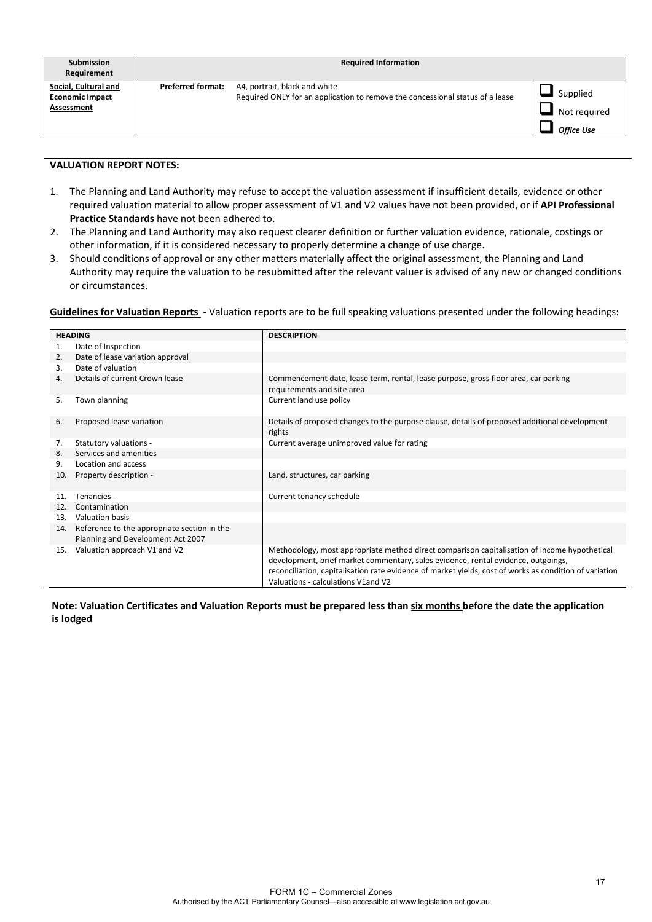| Submission Requirement | Required Information | | |
|---|---|---|---|
| **Social, Cultural and Economic Impact Assessment** | **Preferred format:** | A4, portrait, black and white<br>Required ONLY for an application to remove the concessional status of a lease | ❑ Supplied<br>❑ Not required<br>❑ *Office Use* |

**VALUATION REPORT NOTES:**

1. The Planning and Land Authority may refuse to accept the valuation assessment if insufficient details, evidence or other required valuation material to allow proper assessment of V1 and V2 values have not been provided, or if **API Professional Practice Standards** have not been adhered to.
2. The Planning and Land Authority may also request clearer definition or further valuation evidence, rationale, costings or other information, if it is considered necessary to properly determine a change of use charge.
3. Should conditions of approval or any other matters materially affect the original assessment, the Planning and Land Authority may require the valuation to be resubmitted after the relevant valuer is advised of any new or changed conditions or circumstances.

**Guidelines for Valuation Reports -** Valuation reports are to be full speaking valuations presented under the following headings:

| HEADING | | DESCRIPTION |
|---|---|---|
| 1. | Date of Inspection | |
| 2. | Date of lease variation approval | |
| 3. | Date of valuation | |
| 4. | Details of current Crown lease | Commencement date, lease term, rental, lease purpose, gross floor area, car parking requirements and site area |
| 5. | Town planning | Current land use policy |
| 6. | Proposed lease variation | Details of proposed changes to the purpose clause, details of proposed additional development rights |
| 7. | Statutory valuations - | Current average unimproved value for rating |
| 8. | Services and amenities | |
| 9. | Location and access | |
| 10. | Property description - | Land, structures, car parking |
| 11. | Tenancies - | Current tenancy schedule |
| 12. | Contamination | |
| 13. | Valuation basis | |
| 14. | Reference to the appropriate section in the Planning and Development Act 2007 | |
| 15. | Valuation approach V1 and V2 | Methodology, most appropriate method direct comparison capitalisation of income hypothetical development, brief market commentary, sales evidence, rental evidence, outgoings, reconciliation, capitalisation rate evidence of market yields, cost of works as condition of variation Valuations - calculations V1and V2 |

**Note: Valuation Certificates and Valuation Reports must be prepared less than <u>six months</u> before the date the application is lodged**